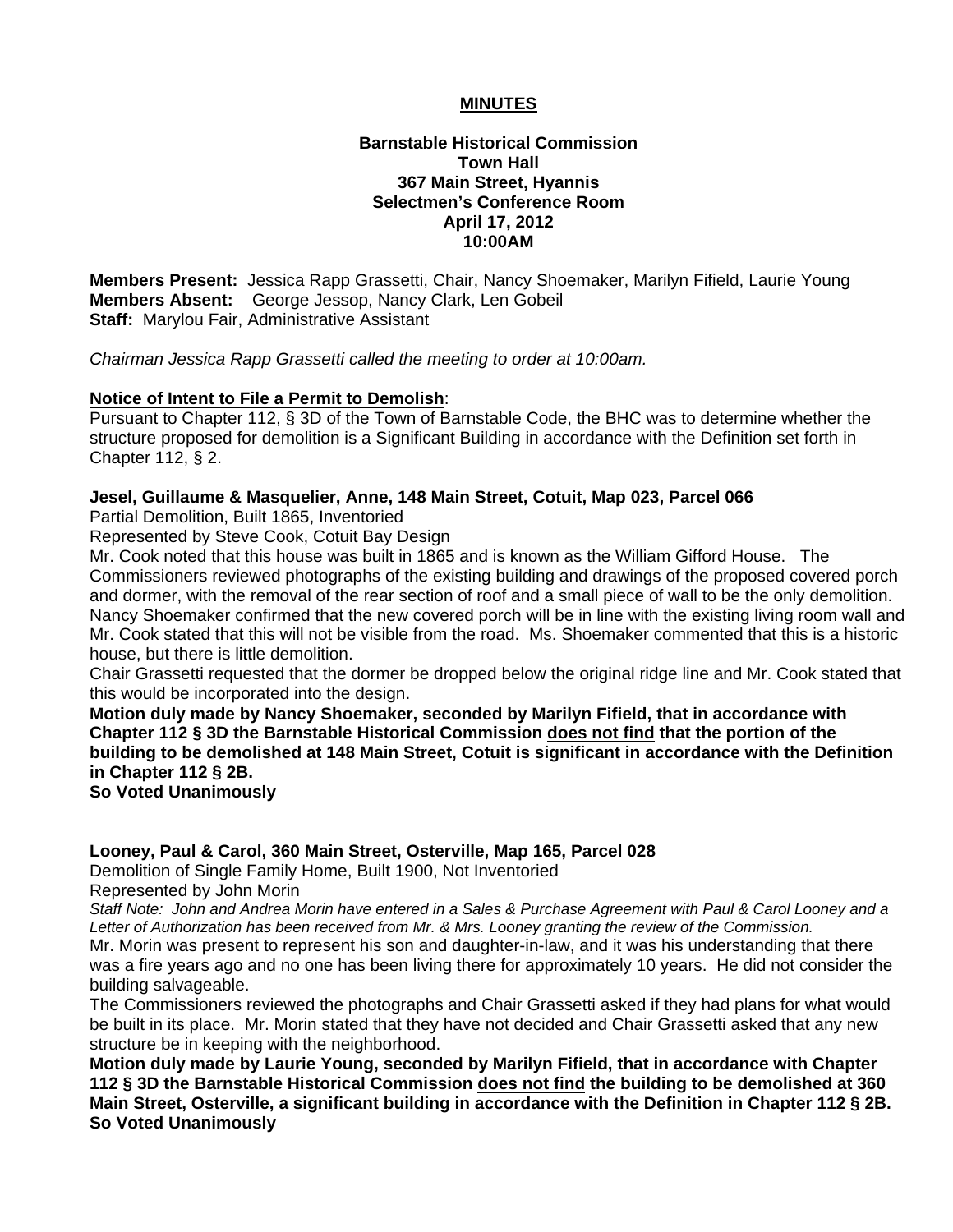# MINUTES

**Barnstable Historical Commission**
**Town Hall**
**367 Main Street, Hyannis**
**Selectmen's Conference Room**
**April 17, 2012**
**10:00AM**

**Members Present:** Jessica Rapp Grassetti, Chair, Nancy Shoemaker, Marilyn Fifield, Laurie Young
**Members Absent:** George Jessop, Nancy Clark, Len Gobeil
**Staff:** Marylou Fair, Administrative Assistant

*Chairman Jessica Rapp Grassetti called the meeting to order at 10:00am.*

## Notice of Intent to File a Permit to Demolish:

Pursuant to Chapter 112, § 3D of the Town of Barnstable Code, the BHC was to determine whether the structure proposed for demolition is a Significant Building in accordance with the Definition set forth in Chapter 112, § 2.

### Jesel, Guillaume & Masquelier, Anne, 148 Main Street, Cotuit, Map 023, Parcel 066

Partial Demolition, Built 1865, Inventoried
Represented by Steve Cook, Cotuit Bay Design

Mr. Cook noted that this house was built in 1865 and is known as the William Gifford House. The Commissioners reviewed photographs of the existing building and drawings of the proposed covered porch and dormer, with the removal of the rear section of roof and a small piece of wall to be the only demolition. Nancy Shoemaker confirmed that the new covered porch will be in line with the existing living room wall and Mr. Cook stated that this will not be visible from the road. Ms. Shoemaker commented that this is a historic house, but there is little demolition.

Chair Grassetti requested that the dormer be dropped below the original ridge line and Mr. Cook stated that this would be incorporated into the design.

**Motion duly made by Nancy Shoemaker, seconded by Marilyn Fifield, that in accordance with Chapter 112 § 3D the Barnstable Historical Commission <u>does not find</u> that the portion of the building to be demolished at 148 Main Street, Cotuit is significant in accordance with the Definition in Chapter 112 § 2B.**
**So Voted Unanimously**

### Looney, Paul & Carol, 360 Main Street, Osterville, Map 165, Parcel 028

Demolition of Single Family Home, Built 1900, Not Inventoried
Represented by John Morin

*Staff Note: John and Andrea Morin have entered in a Sales & Purchase Agreement with Paul & Carol Looney and a Letter of Authorization has been received from Mr. & Mrs. Looney granting the review of the Commission.*

Mr. Morin was present to represent his son and daughter-in-law, and it was his understanding that there was a fire years ago and no one has been living there for approximately 10 years. He did not consider the building salvageable.

The Commissioners reviewed the photographs and Chair Grassetti asked if they had plans for what would be built in its place. Mr. Morin stated that they have not decided and Chair Grassetti asked that any new structure be in keeping with the neighborhood.

**Motion duly made by Laurie Young, seconded by Marilyn Fifield, that in accordance with Chapter 112 § 3D the Barnstable Historical Commission <u>does not find</u> the building to be demolished at 360 Main Street, Osterville, a significant building in accordance with the Definition in Chapter 112 § 2B.**
**So Voted Unanimously**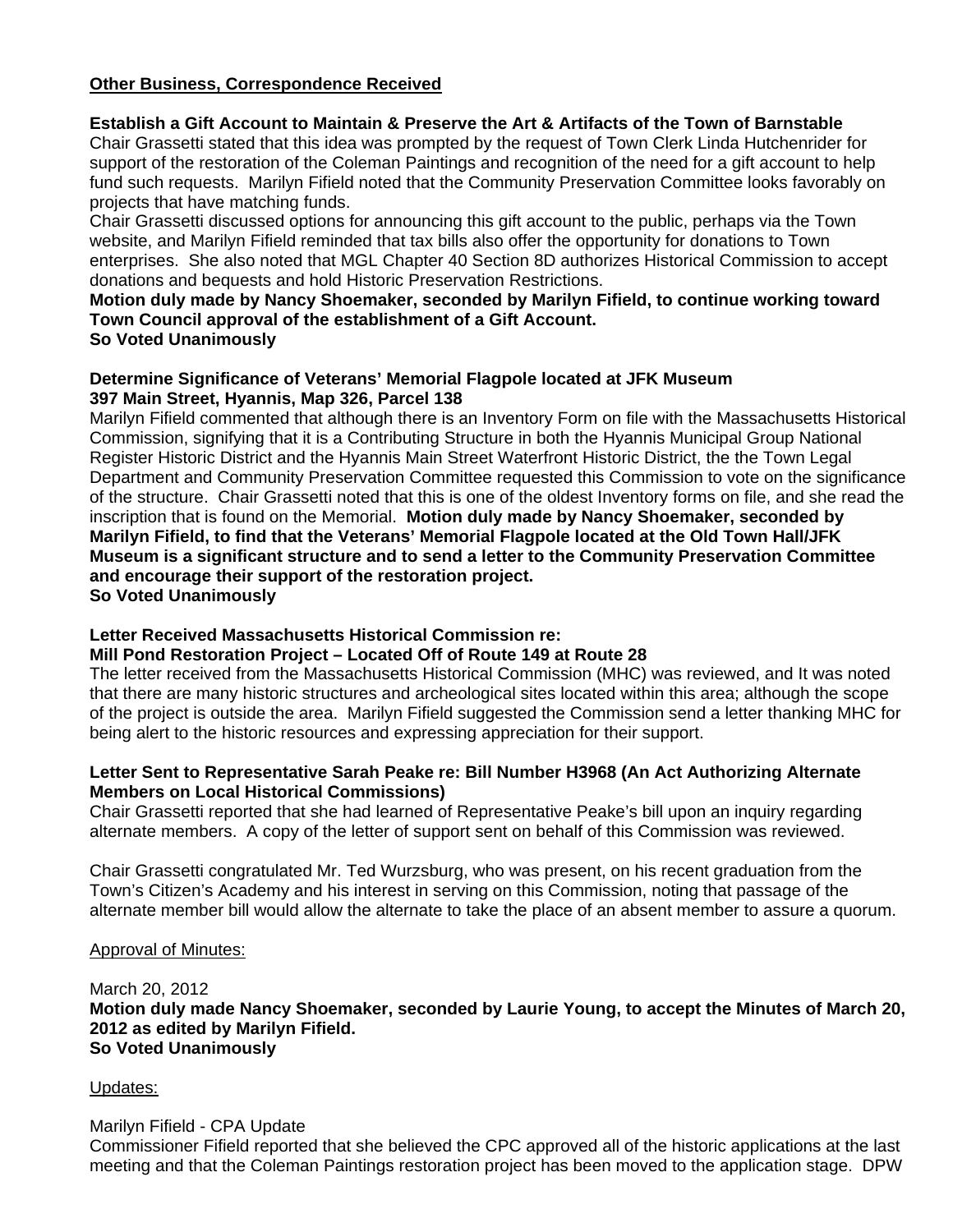**Other Business, Correspondence Received**

**Establish a Gift Account to Maintain & Preserve the Art & Artifacts of the Town of Barnstable**

Chair Grassetti stated that this idea was prompted by the request of Town Clerk Linda Hutchenrider for support of the restoration of the Coleman Paintings and recognition of the need for a gift account to help fund such requests. Marilyn Fifield noted that the Community Preservation Committee looks favorably on projects that have matching funds.

Chair Grassetti discussed options for announcing this gift account to the public, perhaps via the Town website, and Marilyn Fifield reminded that tax bills also offer the opportunity for donations to Town enterprises. She also noted that MGL Chapter 40 Section 8D authorizes Historical Commission to accept donations and bequests and hold Historic Preservation Restrictions.

**Motion duly made by Nancy Shoemaker, seconded by Marilyn Fifield, to continue working toward Town Council approval of the establishment of a Gift Account.**
**So Voted Unanimously**

**Determine Significance of Veterans' Memorial Flagpole located at JFK Museum**
**397 Main Street, Hyannis, Map 326, Parcel 138**

Marilyn Fifield commented that although there is an Inventory Form on file with the Massachusetts Historical Commission, signifying that it is a Contributing Structure in both the Hyannis Municipal Group National Register Historic District and the Hyannis Main Street Waterfront Historic District, the the Town Legal Department and Community Preservation Committee requested this Commission to vote on the significance of the structure. Chair Grassetti noted that this is one of the oldest Inventory forms on file, and she read the inscription that is found on the Memorial. **Motion duly made by Nancy Shoemaker, seconded by Marilyn Fifield, to find that the Veterans' Memorial Flagpole located at the Old Town Hall/JFK Museum is a significant structure and to send a letter to the Community Preservation Committee and encourage their support of the restoration project.**
**So Voted Unanimously**

**Letter Received Massachusetts Historical Commission re:**
**Mill Pond Restoration Project – Located Off of Route 149 at Route 28**

The letter received from the Massachusetts Historical Commission (MHC) was reviewed, and It was noted that there are many historic structures and archeological sites located within this area; although the scope of the project is outside the area. Marilyn Fifield suggested the Commission send a letter thanking MHC for being alert to the historic resources and expressing appreciation for their support.

**Letter Sent to Representative Sarah Peake re: Bill Number H3968 (An Act Authorizing Alternate Members on Local Historical Commissions)**

Chair Grassetti reported that she had learned of Representative Peake's bill upon an inquiry regarding alternate members. A copy of the letter of support sent on behalf of this Commission was reviewed.

Chair Grassetti congratulated Mr. Ted Wurzsburg, who was present, on his recent graduation from the Town's Citizen's Academy and his interest in serving on this Commission, noting that passage of the alternate member bill would allow the alternate to take the place of an absent member to assure a quorum.

Approval of Minutes:

March 20, 2012
**Motion duly made Nancy Shoemaker, seconded by Laurie Young, to accept the Minutes of March 20, 2012 as edited by Marilyn Fifield.**
**So Voted Unanimously**

Updates:

Marilyn Fifield - CPA Update
Commissioner Fifield reported that she believed the CPC approved all of the historic applications at the last meeting and that the Coleman Paintings restoration project has been moved to the application stage. DPW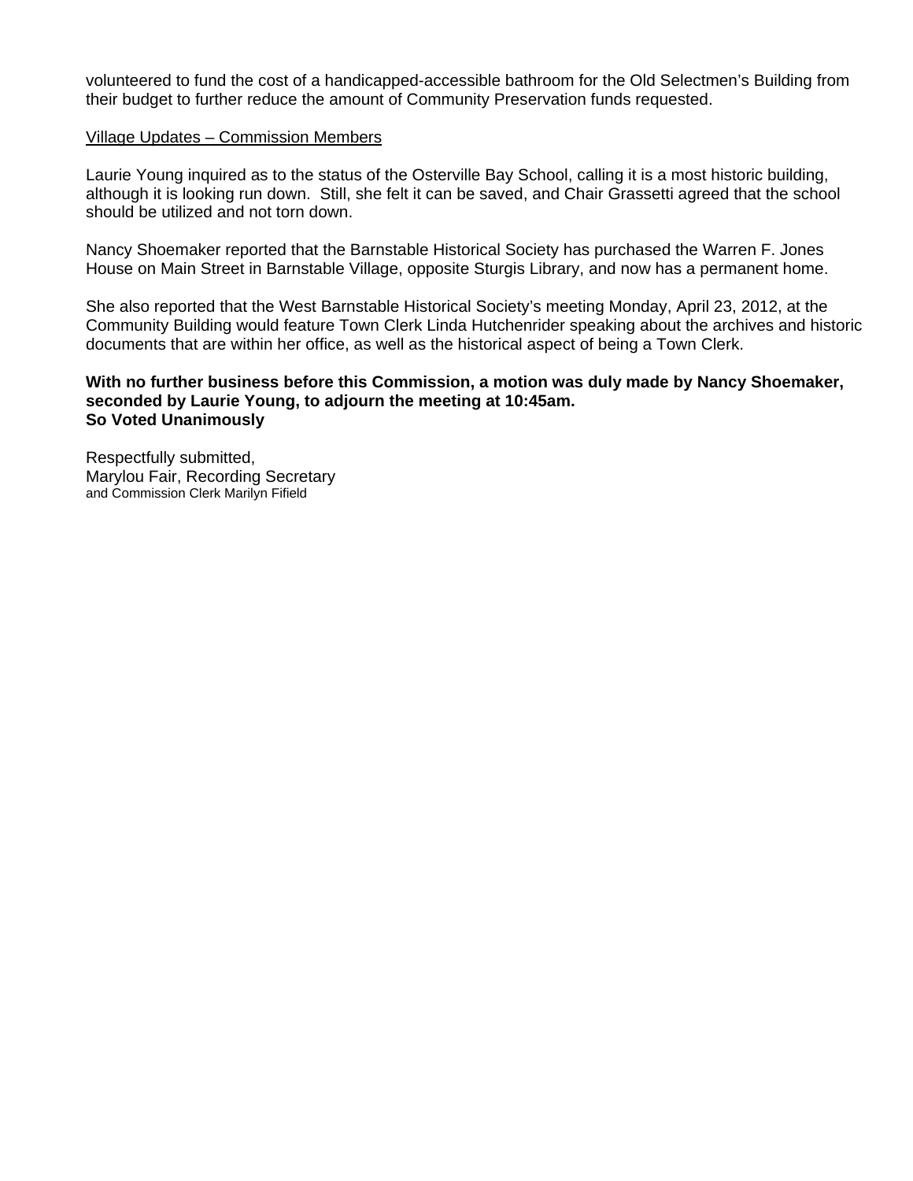volunteered to fund the cost of a handicapped-accessible bathroom for the Old Selectmen's Building from their budget to further reduce the amount of Community Preservation funds requested.

<u>Village Updates – Commission Members</u>

Laurie Young inquired as to the status of the Osterville Bay School, calling it is a most historic building, although it is looking run down. Still, she felt it can be saved, and Chair Grassetti agreed that the school should be utilized and not torn down.

Nancy Shoemaker reported that the Barnstable Historical Society has purchased the Warren F. Jones House on Main Street in Barnstable Village, opposite Sturgis Library, and now has a permanent home.

She also reported that the West Barnstable Historical Society's meeting Monday, April 23, 2012, at the Community Building would feature Town Clerk Linda Hutchenrider speaking about the archives and historic documents that are within her office, as well as the historical aspect of being a Town Clerk.

**With no further business before this Commission, a motion was duly made by Nancy Shoemaker, seconded by Laurie Young, to adjourn the meeting at 10:45am.**
**So Voted Unanimously**

Respectfully submitted,
Marylou Fair, Recording Secretary
and Commission Clerk Marilyn Fifield